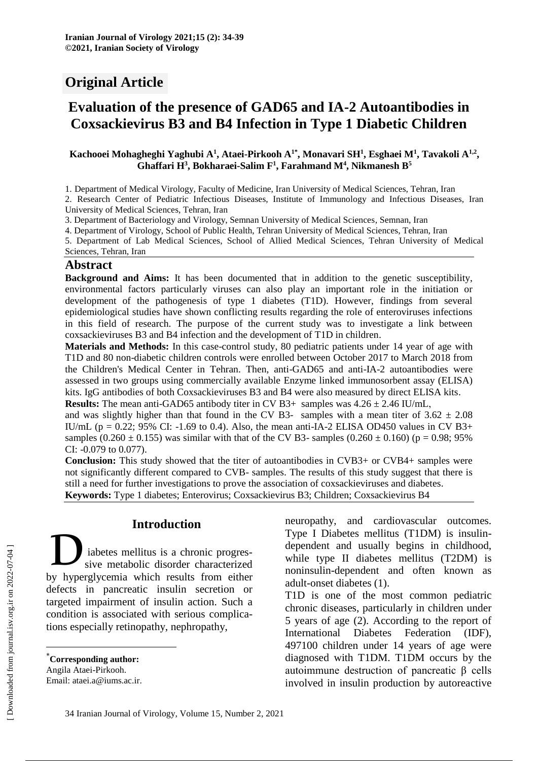Iranian Journal of Virology 2021;15 (2): 34-39
©2021, Iranian Society of Virology

**Original Article**

# Evaluation of the presence of GAD65 and IA-2 Autoantibodies in Coxsackievirus B3 and B4 Infection in Type 1 Diabetic Children

**Kachooei Mohagheghi Yaghubi A[1], Ataei-Pirkooh A[1*], Monavari SH[1], Esghaei M[1], Tavakoli A[1,2], Ghaffari H[3], Bokharaei-Salim F[1], Farahmand M[4], Nikmanesh B[5]**

1. Department of Medical Virology, Faculty of Medicine, Iran University of Medical Sciences, Tehran, Iran
2. Research Center of Pediatric Infectious Diseases, Institute of Immunology and Infectious Diseases, Iran University of Medical Sciences, Tehran, Iran
3. Department of Bacteriology and Virology, Semnan University of Medical Sciences, Semnan, Iran
4. Department of Virology, School of Public Health, Tehran University of Medical Sciences, Tehran, Iran
5. Department of Lab Medical Sciences, School of Allied Medical Sciences, Tehran University of Medical Sciences, Tehran, Iran

## Abstract

**Background and Aims:** It has been documented that in addition to the genetic susceptibility, environmental factors particularly viruses can also play an important role in the initiation or development of the pathogenesis of type 1 diabetes (T1D). However, findings from several epidemiological studies have shown conflicting results regarding the role of enteroviruses infections in this field of research. The purpose of the current study was to investigate a link between coxsackieviruses B3 and B4 infection and the development of T1D in children.

**Materials and Methods:** In this case-control study, 80 pediatric patients under 14 year of age with T1D and 80 non-diabetic children controls were enrolled between October 2017 to March 2018 from the Children's Medical Center in Tehran. Then, anti-GAD65 and anti-IA-2 autoantibodies were assessed in two groups using commercially available Enzyme linked immunosorbent assay (ELISA) kits. IgG antibodies of both Coxsackieviruses B3 and B4 were also measured by direct ELISA kits.

**Results:** The mean anti-GAD65 antibody titer in CV B3+ samples was $4.26 \pm 2.46$ IU/mL, and was slightly higher than that found in the CV B3- samples with a mean titer of $3.62 \pm 2.08$ IU/mL ($p = 0.22$; 95% CI: -1.69 to 0.4). Also, the mean anti-IA-2 ELISA OD450 values in CV B3+ samples ($0.260 \pm 0.155$) was similar with that of the CV B3- samples ($0.260 \pm 0.160$) ($p = 0.98$; 95% CI: -0.079 to 0.077).

**Conclusion:** This study showed that the titer of autoantibodies in CVB3+ or CVB4+ samples were not significantly different compared to CVB- samples. The results of this study suggest that there is still a need for further investigations to prove the association of coxsackieviruses and diabetes.

**Keywords:** Type 1 diabetes; Enterovirus; Coxsackievirus B3; Children; Coxsackievirus B4

## Introduction

Diabetes mellitus is a chronic progressive metabolic disorder characterized by hyperglycemia which results from either defects in pancreatic insulin secretion or targeted impairment of insulin action. Such a condition is associated with serious complications especially retinopathy, nephropathy, neuropathy, and cardiovascular outcomes. Type I Diabetes mellitus (T1DM) is insulin-dependent and usually begins in childhood, while type II diabetes mellitus (T2DM) is noninsulin-dependent and often known as adult-onset diabetes (1).

T1D is one of the most common pediatric chronic diseases, particularly in children under 5 years of age (2). According to the report of International Diabetes Federation (IDF), 497100 children under 14 years of age were diagnosed with T1DM. T1DM occurs by the autoimmune destruction of pancreatic β cells involved in insulin production by autoreactive

*Corresponding author:
Angila Ataei-Pirkooh.
Email: ataei.a@iums.ac.ir.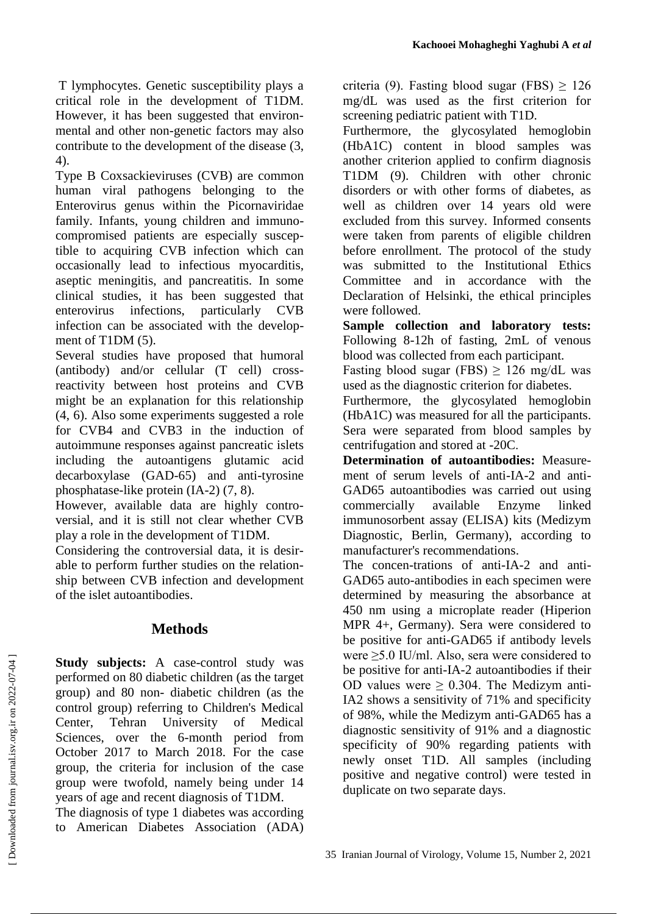T lymphocytes. Genetic susceptibility plays a critical role in the development of T1DM. However, it has been suggested that environmental and other non-genetic factors may also contribute to the development of the disease (3, 4).

Type B Coxsackieviruses (CVB) are common human viral pathogens belonging to the Enterovirus genus within the Picornaviridae family. Infants, young children and immunocompromised patients are especially susceptible to acquiring CVB infection which can occasionally lead to infectious myocarditis, aseptic meningitis, and pancreatitis. In some clinical studies, it has been suggested that enterovirus infections, particularly CVB infection can be associated with the development of T1DM (5).

Several studies have proposed that humoral (antibody) and/or cellular (T cell) cross-reactivity between host proteins and CVB might be an explanation for this relationship (4, 6). Also some experiments suggested a role for CVB4 and CVB3 in the induction of autoimmune responses against pancreatic islets including the autoantigens glutamic acid decarboxylase (GAD-65) and anti-tyrosine phosphatase-like protein (IA-2) (7, 8).

However, available data are highly controversial, and it is still not clear whether CVB play a role in the development of T1DM.

Considering the controversial data, it is desirable to perform further studies on the relationship between CVB infection and development of the islet autoantibodies.

## Methods

**Study subjects:** A case-control study was performed on 80 diabetic children (as the target group) and 80 non- diabetic children (as the control group) referring to Children's Medical Center, Tehran University of Medical Sciences, over the 6-month period from October 2017 to March 2018. For the case group, the criteria for inclusion of the case group were twofold, namely being under 14 years of age and recent diagnosis of T1DM.

The diagnosis of type 1 diabetes was according to American Diabetes Association (ADA) criteria (9). Fasting blood sugar (FBS) $\geq$ 126 mg/dL was used as the first criterion for screening pediatric patient with T1D.

Furthermore, the glycosylated hemoglobin (HbA1C) content in blood samples was another criterion applied to confirm diagnosis T1DM (9). Children with other chronic disorders or with other forms of diabetes, as well as children over 14 years old were excluded from this survey. Informed consents were taken from parents of eligible children before enrollment. The protocol of the study was submitted to the Institutional Ethics Committee and in accordance with the Declaration of Helsinki, the ethical principles were followed.

**Sample collection and laboratory tests:** Following 8-12h of fasting, 2mL of venous blood was collected from each participant.

Fasting blood sugar (FBS) $\geq$ 126 mg/dL was used as the diagnostic criterion for diabetes.

Furthermore, the glycosylated hemoglobin (HbA1C) was measured for all the participants. Sera were separated from blood samples by centrifugation and stored at -20C.

**Determination of autoantibodies:** Measurement of serum levels of anti-IA-2 and anti-GAD65 autoantibodies was carried out using commercially available Enzyme linked immunosorbent assay (ELISA) kits (Medizym Diagnostic, Berlin, Germany), according to manufacturer's recommendations.

The concen-trations of anti-IA-2 and anti-GAD65 auto-antibodies in each specimen were determined by measuring the absorbance at 450 nm using a microplate reader (Hiperion MPR 4+, Germany). Sera were considered to be positive for anti-GAD65 if antibody levels were $\geq$5.0 IU/ml. Also, sera were considered to be positive for anti-IA-2 autoantibodies if their OD values were $\geq$ 0.304. The Medizym anti-IA2 shows a sensitivity of 71% and specificity of 98%, while the Medizym anti-GAD65 has a diagnostic sensitivity of 91% and a diagnostic specificity of 90% regarding patients with newly onset T1D. All samples (including positive and negative control) were tested in duplicate on two separate days.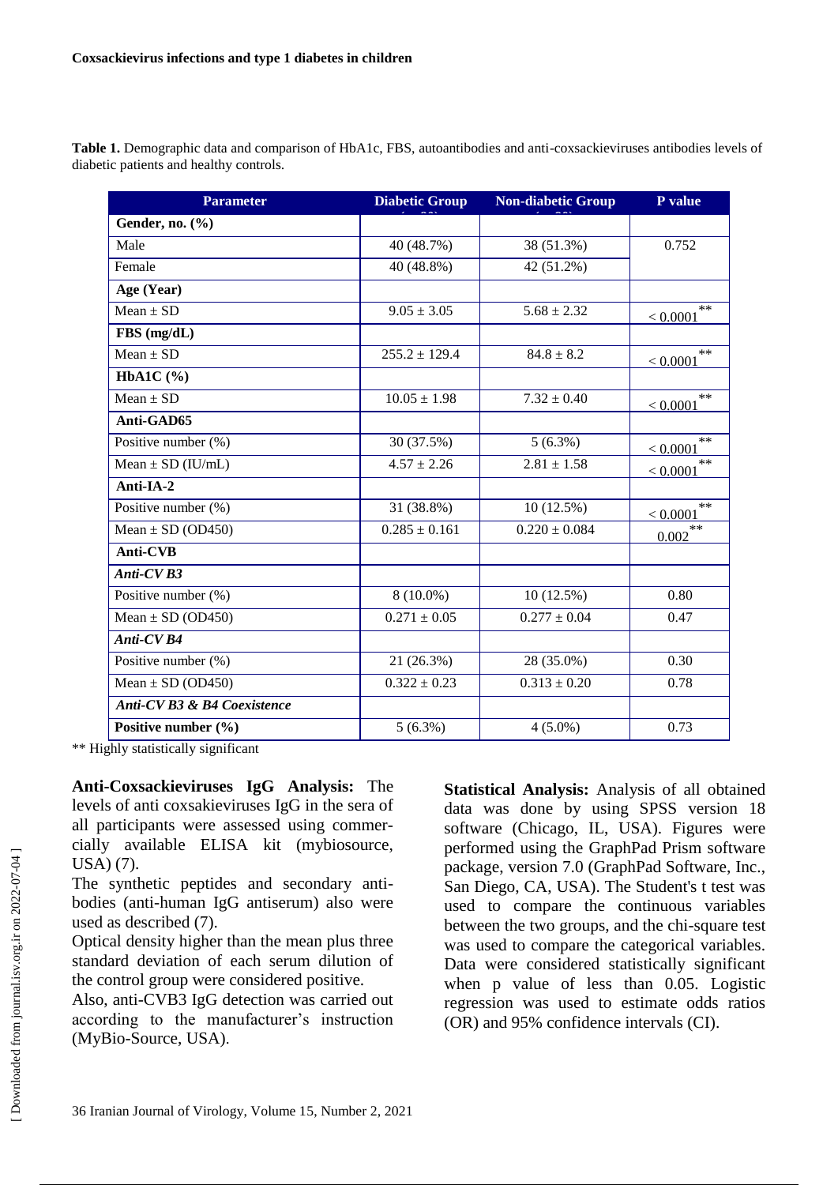**Table 1.** Demographic data and comparison of HbA1c, FBS, autoantibodies and anti-coxsackieviruses antibodies levels of diabetic patients and healthy controls.

| Parameter | Diabetic Group | Non-diabetic Group | P value |
|---|---|---|---|
| **Gender, no. (%)** | | | |
| Male | 40 (48.7%) | 38 (51.3%) | 0.752 |
| Female | 40 (48.8%) | 42 (51.2%) | |
| **Age (Year)** | | | |
| Mean ± SD | 9.05 ± 3.05 | 5.68 ± 2.32 | < 0.0001** |
| **FBS (mg/dL)** | | | |
| Mean ± SD | 255.2 ± 129.4 | 84.8 ± 8.2 | < 0.0001** |
| **HbA1C (%)** | | | |
| Mean ± SD | 10.05 ± 1.98 | 7.32 ± 0.40 | < 0.0001** |
| **Anti-GAD65** | | | |
| Positive number (%) | 30 (37.5%) | 5 (6.3%) | < 0.0001** |
| Mean ± SD (IU/mL) | 4.57 ± 2.26 | 2.81 ± 1.58 | < 0.0001** |
| **Anti-IA-2** | | | |
| Positive number (%) | 31 (38.8%) | 10 (12.5%) | < 0.0001** |
| Mean ± SD (OD450) | 0.285 ± 0.161 | 0.220 ± 0.084 | 0.002** |
| **Anti-CVB** | | | |
| ***Anti-CV B3*** | | | |
| Positive number (%) | 8 (10.0%) | 10 (12.5%) | 0.80 |
| Mean ± SD (OD450) | 0.271 ± 0.05 | 0.277 ± 0.04 | 0.47 |
| ***Anti-CV B4*** | | | |
| Positive number (%) | 21 (26.3%) | 28 (35.0%) | 0.30 |
| Mean ± SD (OD450) | 0.322 ± 0.23 | 0.313 ± 0.20 | 0.78 |
| ***Anti-CV B3 & B4 Coexistence*** | | | |
| **Positive number (%)** | 5 (6.3%) | 4 (5.0%) | 0.73 |

** Highly statistically significant

**Anti-Coxsackieviruses IgG Analysis:** The levels of anti coxsakieviruses IgG in the sera of all participants were assessed using commercially available ELISA kit (mybiosource, USA) (7).

The synthetic peptides and secondary antibodies (anti-human IgG antiserum) also were used as described (7).

Optical density higher than the mean plus three standard deviation of each serum dilution of the control group were considered positive.

Also, anti-CVB3 IgG detection was carried out according to the manufacturer's instruction (MyBio-Source, USA).

**Statistical Analysis:** Analysis of all obtained data was done by using SPSS version 18 software (Chicago, IL, USA). Figures were performed using the GraphPad Prism software package, version 7.0 (GraphPad Software, Inc., San Diego, CA, USA). The Student's t test was used to compare the continuous variables between the two groups, and the chi-square test was used to compare the categorical variables. Data were considered statistically significant when p value of less than 0.05. Logistic regression was used to estimate odds ratios (OR) and 95% confidence intervals (CI).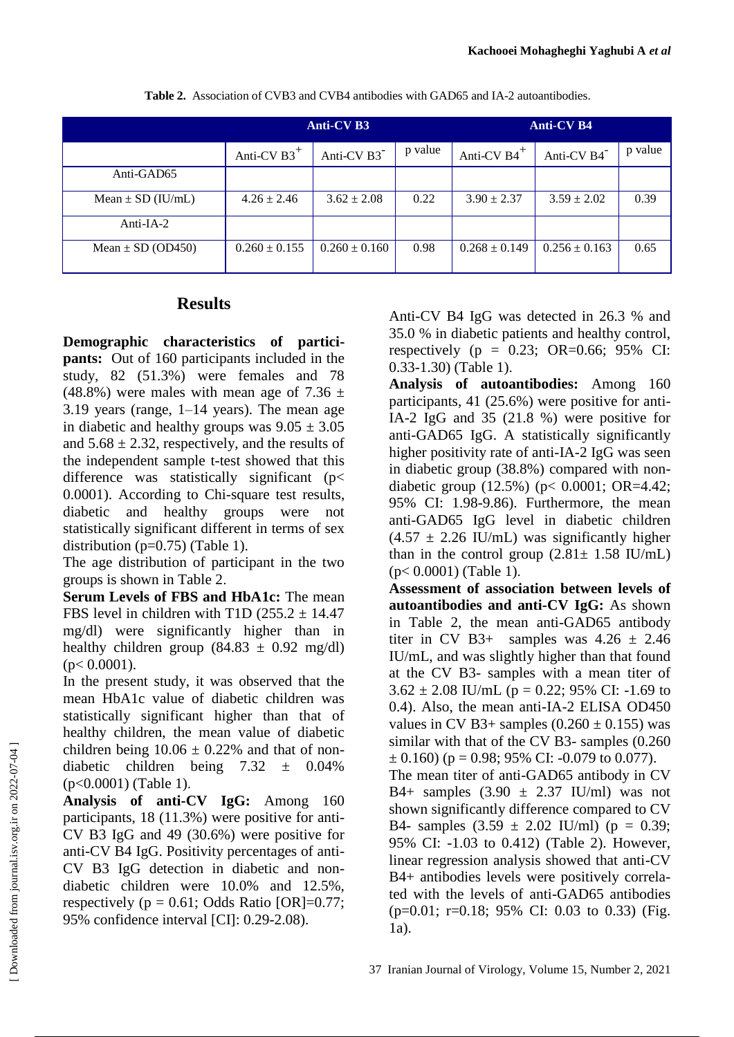**Table 2.** Association of CVB3 and CVB4 antibodies with GAD65 and IA-2 autoantibodies.

| | Anti-CV B3 | | | Anti-CV B4 | | |
|---|---|---|---|---|---|---|
| | Anti-CV B3$^+$ | Anti-CV B3$^-$ | p value | Anti-CV B4$^+$ | Anti-CV B4$^-$ | p value |
| Anti-GAD65 | | | | | | |
| Mean ± SD (IU/mL) | 4.26 ± 2.46 | 3.62 ± 2.08 | 0.22 | 3.90 ± 2.37 | 3.59 ± 2.02 | 0.39 |
| Anti-IA-2 | | | | | | |
| Mean ± SD (OD450) | 0.260 ± 0.155 | 0.260 ± 0.160 | 0.98 | 0.268 ± 0.149 | 0.256 ± 0.163 | 0.65 |

## Results

**Demographic characteristics of participants:** Out of 160 participants included in the study, 82 (51.3%) were females and 78 (48.8%) were males with mean age of 7.36 ± 3.19 years (range, 1–14 years). The mean age in diabetic and healthy groups was 9.05 ± 3.05 and 5.68 ± 2.32, respectively, and the results of the independent sample t-test showed that this difference was statistically significant ($p< 0.0001$). According to Chi-square test results, diabetic and healthy groups were not statistically significant different in terms of sex distribution ($p=0.75$) (Table 1).

The age distribution of participant in the two groups is shown in Table 2.

**Serum Levels of FBS and HbA1c:** The mean FBS level in children with T1D (255.2 ± 14.47 mg/dl) were significantly higher than in healthy children group (84.83 ± 0.92 mg/dl) ($p< 0.0001$).

In the present study, it was observed that the mean HbA1c value of diabetic children was statistically significant higher than that of healthy children, the mean value of diabetic children being 10.06 ± 0.22% and that of non-diabetic children being 7.32 ± 0.04% ($p<0.0001$) (Table 1).

**Analysis of anti-CV IgG:** Among 160 participants, 18 (11.3%) were positive for anti-CV B3 IgG and 49 (30.6%) were positive for anti-CV B4 IgG. Positivity percentages of anti-CV B3 IgG detection in diabetic and non-diabetic children were 10.0% and 12.5%, respectively ($p = 0.61$; Odds Ratio [OR]=0.77; 95% confidence interval [CI]: 0.29-2.08).

Anti-CV B4 IgG was detected in 26.3 % and 35.0 % in diabetic patients and healthy control, respectively ($p = 0.23$; OR=0.66; 95% CI: 0.33-1.30) (Table 1).

**Analysis of autoantibodies:** Among 160 participants, 41 (25.6%) were positive for anti-IA-2 IgG and 35 (21.8 %) were positive for anti-GAD65 IgG. A statistically significantly higher positivity rate of anti-IA-2 IgG was seen in diabetic group (38.8%) compared with non-diabetic group (12.5%) ($p< 0.0001$; OR=4.42; 95% CI: 1.98-9.86). Furthermore, the mean anti-GAD65 IgG level in diabetic children (4.57 ± 2.26 IU/mL) was significantly higher than in the control group (2.81± 1.58 IU/mL) ($p< 0.0001$) (Table 1).

**Assessment of association between levels of autoantibodies and anti-CV IgG:** As shown in Table 2, the mean anti-GAD65 antibody titer in CV B3+ samples was 4.26 ± 2.46 IU/mL, and was slightly higher than that found at the CV B3- samples with a mean titer of 3.62 ± 2.08 IU/mL ($p = 0.22$; 95% CI: -1.69 to 0.4). Also, the mean anti-IA-2 ELISA OD450 values in CV B3+ samples (0.260 ± 0.155) was similar with that of the CV B3- samples (0.260 ± 0.160) ($p = 0.98$; 95% CI: -0.079 to 0.077).

The mean titer of anti-GAD65 antibody in CV B4+ samples (3.90 ± 2.37 IU/ml) was not shown significantly difference compared to CV B4- samples (3.59 ± 2.02 IU/ml) ($p = 0.39$; 95% CI: -1.03 to 0.412) (Table 2). However, linear regression analysis showed that anti-CV B4+ antibodies levels were positively correlated with the levels of anti-GAD65 antibodies ($p=0.01$; $r=0.18$; 95% CI: 0.03 to 0.33) (Fig. 1a).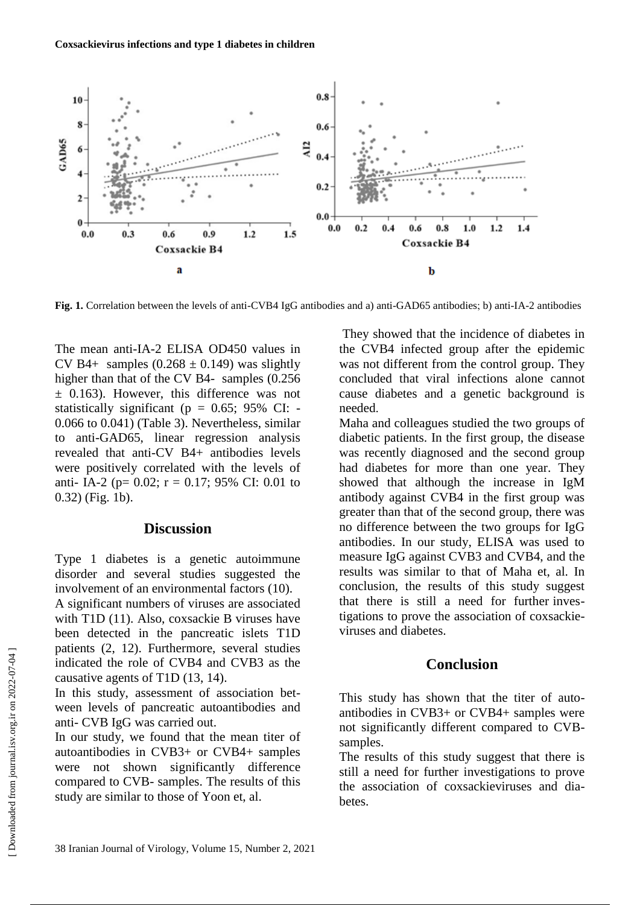GAD65

10
8
6
4
2
0

0.0 0.3 0.6 0.9 1.2 1.5

Coxsackie B4

a

AI2

0.8
0.6
0.4
0.2
0.0

0.0 0.2 0.4 0.6 0.8 1.0 1.2 1.4

Coxsackie B4

b

**Fig. 1.** Correlation between the levels of anti-CVB4 IgG antibodies and a) anti-GAD65 antibodies; b) anti-IA-2 antibodies

The mean anti-IA-2 ELISA OD450 values in CV B4+ samples ($0.268 \pm 0.149$) was slightly higher than that of the CV B4- samples ($0.256 \pm 0.163$). However, this difference was not statistically significant ($p = 0.65$; 95% CI: -0.066 to 0.041) (Table 3). Nevertheless, similar to anti-GAD65, linear regression analysis revealed that anti-CV B4+ antibodies levels were positively correlated with the levels of anti- IA-2 ($p= 0.02$; $r = 0.17$; 95% CI: 0.01 to 0.32) (Fig. 1b).

## Discussion

Type 1 diabetes is a genetic autoimmune disorder and several studies suggested the involvement of an environmental factors (10).

A significant numbers of viruses are associated with T1D (11). Also, coxsackie B viruses have been detected in the pancreatic islets T1D patients (2, 12). Furthermore, several studies indicated the role of CVB4 and CVB3 as the causative agents of T1D (13, 14).

In this study, assessment of association between levels of pancreatic autoantibodies and anti- CVB IgG was carried out.

In our study, we found that the mean titer of autoantibodies in CVB3+ or CVB4+ samples were not shown significantly difference compared to CVB- samples. The results of this study are similar to those of Yoon et, al.

They showed that the incidence of diabetes in the CVB4 infected group after the epidemic was not different from the control group. They concluded that viral infections alone cannot cause diabetes and a genetic background is needed.

Maha and colleagues studied the two groups of diabetic patients. In the first group, the disease was recently diagnosed and the second group had diabetes for more than one year. They showed that although the increase in IgM antibody against CVB4 in the first group was greater than that of the second group, there was no difference between the two groups for IgG antibodies. In our study, ELISA was used to measure IgG against CVB3 and CVB4, and the results was similar to that of Maha et, al. In conclusion, the results of this study suggest that there is still a need for further investigations to prove the association of coxsackieviruses and diabetes.

## Conclusion

This study has shown that the titer of autoantibodies in CVB3+ or CVB4+ samples were not significantly different compared to CVB- samples.

The results of this study suggest that there is still a need for further investigations to prove the association of coxsackieviruses and diabetes.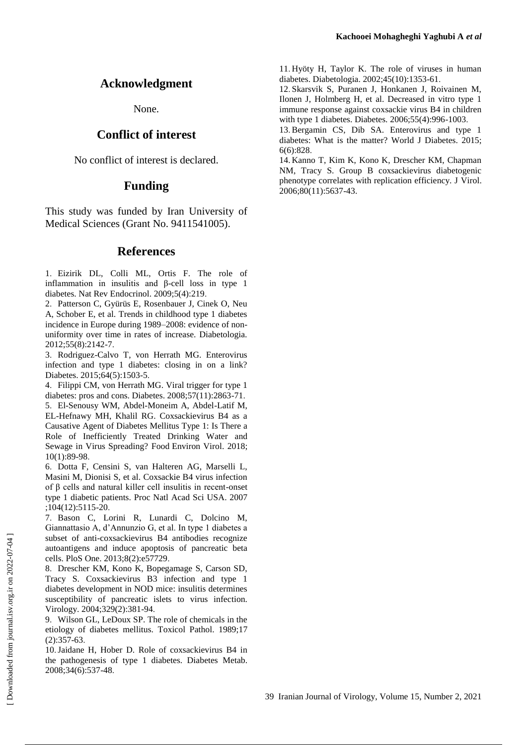## Acknowledgment

None.

## Conflict of interest

No conflict of interest is declared.

## Funding

This study was funded by Iran University of Medical Sciences (Grant No. 9411541005).

## References

1. Eizirik DL, Colli ML, Ortis F. The role of inflammation in insulitis and β-cell loss in type 1 diabetes. Nat Rev Endocrinol. 2009;5(4):219.
2. Patterson C, Gyürüs E, Rosenbauer J, Cinek O, Neu A, Schober E, et al. Trends in childhood type 1 diabetes incidence in Europe during 1989–2008: evidence of non-uniformity over time in rates of increase. Diabetologia. 2012;55(8):2142-7.
3. Rodriguez-Calvo T, von Herrath MG. Enterovirus infection and type 1 diabetes: closing in on a link? Diabetes. 2015;64(5):1503-5.
4. Filippi CM, von Herrath MG. Viral trigger for type 1 diabetes: pros and cons. Diabetes. 2008;57(11):2863-71.
5. El-Senousy WM, Abdel-Moneim A, Abdel-Latif M, EL-Hefnawy MH, Khalil RG. Coxsackievirus B4 as a Causative Agent of Diabetes Mellitus Type 1: Is There a Role of Inefficiently Treated Drinking Water and Sewage in Virus Spreading? Food Environ Virol. 2018; 10(1):89-98.
6. Dotta F, Censini S, van Halteren AG, Marselli L, Masini M, Dionisi S, et al. Coxsackie B4 virus infection of β cells and natural killer cell insulitis in recent-onset type 1 diabetic patients. Proc Natl Acad Sci USA. 2007 ;104(12):5115-20.
7. Bason C, Lorini R, Lunardi C, Dolcino M, Giannattasio A, d'Annunzio G, et al. In type 1 diabetes a subset of anti-coxsackievirus B4 antibodies recognize autoantigens and induce apoptosis of pancreatic beta cells. PloS One. 2013;8(2):e57729.
8. Drescher KM, Kono K, Bopegamage S, Carson SD, Tracy S. Coxsackievirus B3 infection and type 1 diabetes development in NOD mice: insulitis determines susceptibility of pancreatic islets to virus infection. Virology. 2004;329(2):381-94.
9. Wilson GL, LeDoux SP. The role of chemicals in the etiology of diabetes mellitus. Toxicol Pathol. 1989;17 (2):357-63.
10. Jaidane H, Hober D. Role of coxsackievirus B4 in the pathogenesis of type 1 diabetes. Diabetes Metab. 2008;34(6):537-48.
11. Hyöty H, Taylor K. The role of viruses in human diabetes. Diabetologia. 2002;45(10):1353-61.
12. Skarsvik S, Puranen J, Honkanen J, Roivainen M, Ilonen J, Holmberg H, et al. Decreased in vitro type 1 immune response against coxsackie virus B4 in children with type 1 diabetes. Diabetes. 2006;55(4):996-1003.
13. Bergamin CS, Dib SA. Enterovirus and type 1 diabetes: What is the matter? World J Diabetes. 2015; 6(6):828.
14. Kanno T, Kim K, Kono K, Drescher KM, Chapman NM, Tracy S. Group B coxsackievirus diabetogenic phenotype correlates with replication efficiency. J Virol. 2006;80(11):5637-43.